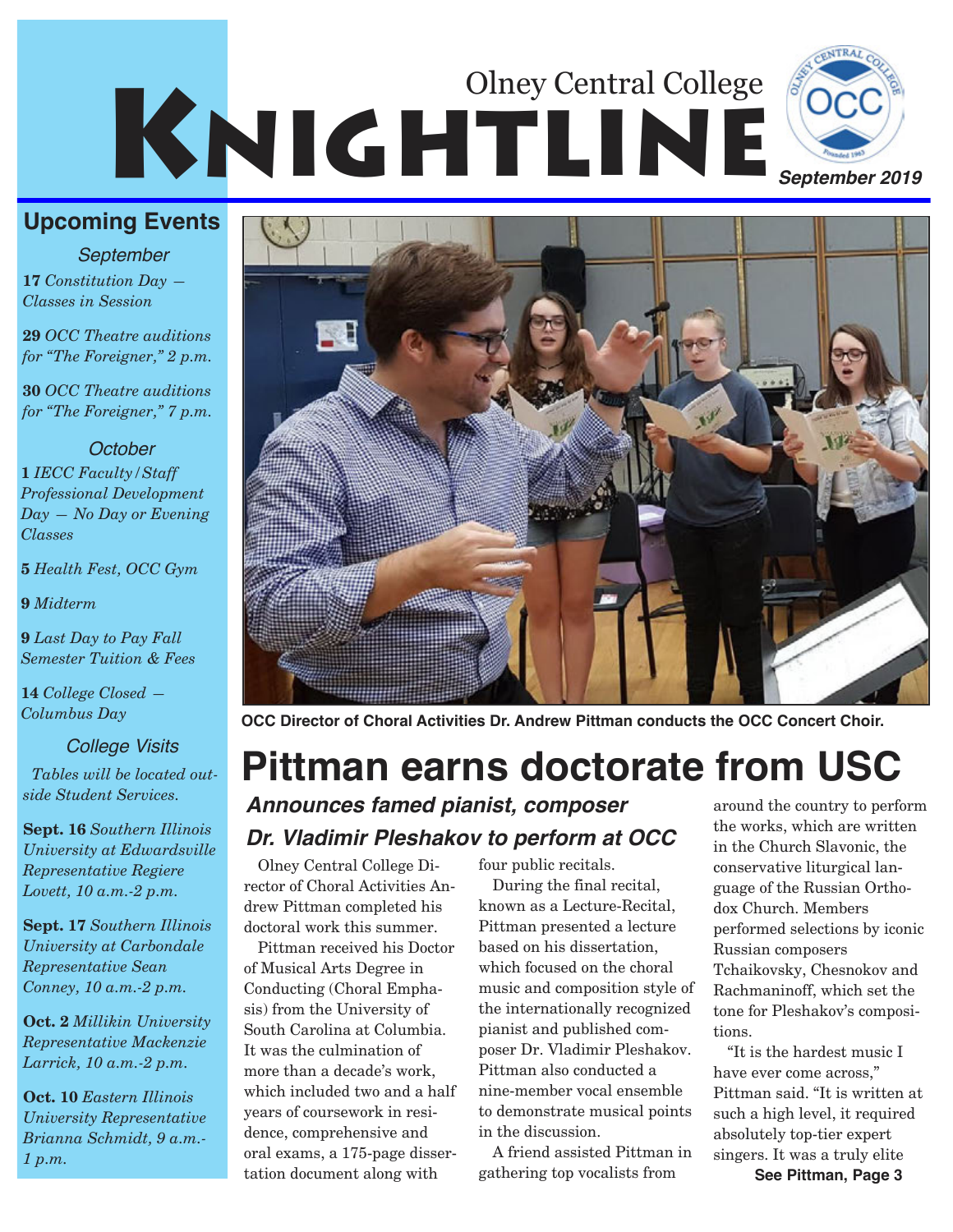# Olney Central College KNIGHTLINE

*September 2019*

## Upcoming Events

### September

**17** *Constitution Day — Classes in Session*

**29** *OCC Theatre auditions for "The Foreigner," 2 p.m.*

**30** *OCC Theatre auditions for "The Foreigner," 7 p.m.*

### October

**1** *IECC Faculty/Staff Professional Development Day — No Day or Evening Classes*

**5** *Health Fest, OCC Gym*

**9** *Midterm*

**9** *Last Day to Pay Fall Semester Tuition & Fees*

**14** *College Closed — Columbus Day*

### College Visits

*Tables will be located outside Student Services.*

**Sept. 16** *Southern Illinois University at Edwardsville Representative Regiere Lovett, 10 a.m.-2 p.m.*

**Sept. 17** *Southern Illinois University at Carbondale Representative Sean Conney, 10 a.m.-2 p.m.*

**Oct. 2** *Millikin University Representative Mackenzie Larrick, 10 a.m.-2 p.m.*

**Oct. 10** *Eastern Illinois University Representative Brianna Schmidt, 9 a.m.-1 p.m.*

**OCC Director of Choral Activities Dr. Andrew Pittman conducts the OCC Concert Choir.**

# Pittman earns doctorate from USC

### *Announces famed pianist, composer Dr. Vladimir Pleshakov to perform at OCC*

Olney Central College Director of Choral Activities Andrew Pittman completed his doctoral work this summer.

Pittman received his Doctor of Musical Arts Degree in Conducting (Choral Emphasis) from the University of South Carolina at Columbia. It was the culmination of more than a decade's work, which included two and a half years of coursework in residence, comprehensive and oral exams, a 175-page dissertation document along with four public recitals.

During the final recital, known as a Lecture-Recital, Pittman presented a lecture based on his dissertation, which focused on the choral music and composition style of the internationally recognized pianist and published composer Dr. Vladimir Pleshakov. Pittman also conducted a nine-member vocal ensemble to demonstrate musical points in the discussion.

A friend assisted Pittman in gathering top vocalists from around the country to perform the works, which are written in the Church Slavonic, the conservative liturgical language of the Russian Orthodox Church. Members performed selections by iconic Russian composers Tchaikovsky, Chesnokov and Rachmaninoff, which set the tone for Pleshakov's compositions.

"It is the hardest music I have ever come across," Pittman said. "It is written at such a high level, it required absolutely top-tier expert singers. It was a truly elite

**See Pittman, Page 3**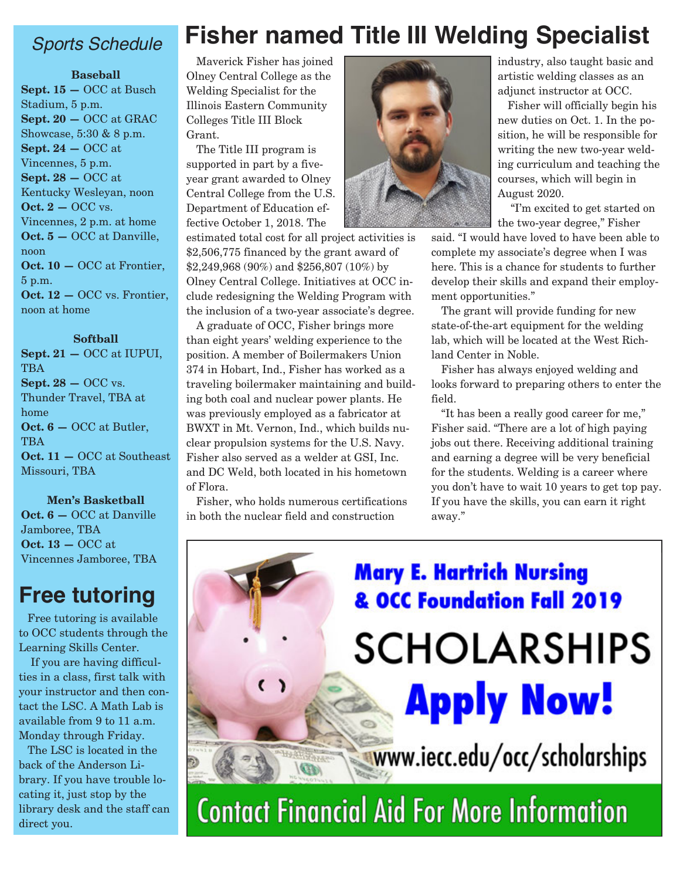# Fisher named Title III Welding Specialist

Maverick Fisher has joined Olney Central College as the Welding Specialist for the Illinois Eastern Community Colleges Title III Block Grant.

The Title III program is supported in part by a five-year grant awarded to Olney Central College from the U.S. Department of Education effective October 1, 2018. The estimated total cost for all project activities is $2,506,775 financed by the grant award of $2,249,968 (90%) and $256,807 (10%) by Olney Central College. Initiatives at OCC include redesigning the Welding Program with the inclusion of a two-year associate's degree.

A graduate of OCC, Fisher brings more than eight years' welding experience to the position. A member of Boilermakers Union 374 in Hobart, Ind., Fisher has worked as a traveling boilermaker maintaining and building both coal and nuclear power plants. He was previously employed as a fabricator at BWXT in Mt. Vernon, Ind., which builds nuclear propulsion systems for the U.S. Navy. Fisher also served as a welder at GSI, Inc. and DC Weld, both located in his hometown of Flora.

Fisher, who holds numerous certifications in both the nuclear field and construction industry, also taught basic and artistic welding classes as an adjunct instructor at OCC.

Fisher will officially begin his new duties on Oct. 1. In the position, he will be responsible for writing the new two-year welding curriculum and teaching the courses, which will begin in August 2020.

"I'm excited to get started on the two-year degree," Fisher said. "I would have loved to have been able to complete my associate's degree when I was here. This is a chance for students to further develop their skills and expand their employment opportunities."

The grant will provide funding for new state-of-the-art equipment for the welding lab, which will be located at the West Richland Center in Noble.

Fisher has always enjoyed welding and looks forward to preparing others to enter the field.

"It has been a really good career for me," Fisher said. "There are a lot of high paying jobs out there. Receiving additional training and earning a degree will be very beneficial for the students. Welding is a career where you don't have to wait 10 years to get top pay. If you have the skills, you can earn it right away."

## *Sports Schedule*

**Baseball**

**Sept. 15 —** OCC at Busch Stadium, 5 p.m.
**Sept. 20 —** OCC at GRAC Showcase, 5:30 & 8 p.m.
**Sept. 24 —** OCC at Vincennes, 5 p.m.
**Sept. 28 —** OCC at Kentucky Wesleyan, noon
**Oct. 2 —** OCC vs. Vincennes, 2 p.m. at home
**Oct. 5 —** OCC at Danville, noon
**Oct. 10 —** OCC at Frontier, 5 p.m.
**Oct. 12 —** OCC vs. Frontier, noon at home

**Softball**

**Sept. 21 —** OCC at IUPUI, TBA
**Sept. 28 —** OCC vs. Thunder Travel, TBA at home
**Oct. 6 —** OCC at Butler, TBA
**Oct. 11 —** OCC at Southeast Missouri, TBA

**Men's Basketball**

**Oct. 6 —** OCC at Danville Jamboree, TBA
**Oct. 13 —** OCC at Vincennes Jamboree, TBA

## Free tutoring

Free tutoring is available to OCC students through the Learning Skills Center.

If you are having difficulties in a class, first talk with your instructor and then contact the LSC. A Math Lab is available from 9 to 11 a.m. Monday through Friday.

The LSC is located in the back of the Anderson Library. If you have trouble locating it, just stop by the library desk and the staff can direct you.

**Mary E. Hartrich Nursing & OCC Foundation Fall 2019**

**SCHOLARSHIPS**

**Apply Now!**

www.iecc.edu/occ/scholarships

Contact Financial Aid For More Information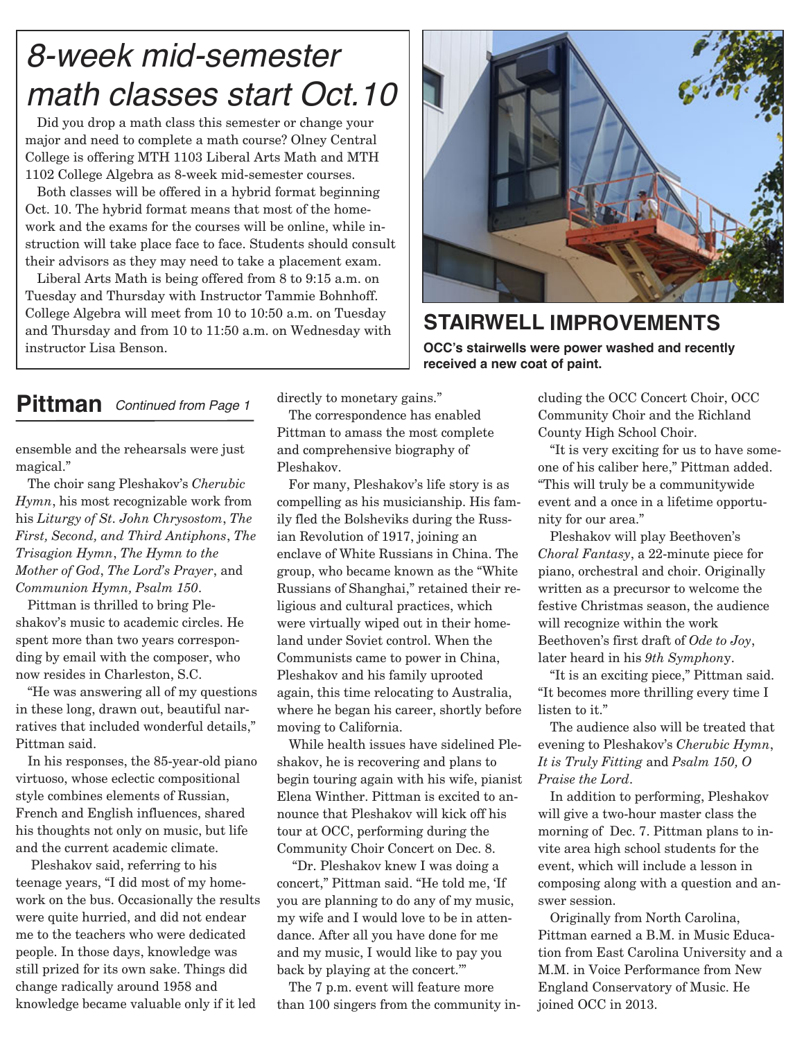# 8-week mid-semester math classes start Oct.10

Did you drop a math class this semester or change your major and need to complete a math course? Olney Central College is offering MTH 1103 Liberal Arts Math and MTH 1102 College Algebra as 8-week mid-semester courses.

Both classes will be offered in a hybrid format beginning Oct. 10. The hybrid format means that most of the homework and the exams for the courses will be online, while instruction will take place face to face. Students should consult their advisors as they may need to take a placement exam.

Liberal Arts Math is being offered from 8 to 9:15 a.m. on Tuesday and Thursday with Instructor Tammie Bohnhoff. College Algebra will meet from 10 to 10:50 a.m. on Tuesday and Thursday and from 10 to 11:50 a.m. on Wednesday with instructor Lisa Benson.

## STAIRWELL IMPROVEMENTS

**OCC's stairwells were power washed and recently received a new coat of paint.**

## Pittman *Continued from Page 1*

ensemble and the rehearsals were just magical."

The choir sang Pleshakov's *Cherubic Hymn*, his most recognizable work from his *Liturgy of St. John Chrysostom*, *The First, Second, and Third Antiphons*, *The Trisagion Hymn*, *The Hymn to the Mother of God*, *The Lord's Prayer*, and *Communion Hymn, Psalm 150*.

Pittman is thrilled to bring Pleshakov's music to academic circles. He spent more than two years corresponding by email with the composer, who now resides in Charleston, S.C.

"He was answering all of my questions in these long, drawn out, beautiful narratives that included wonderful details," Pittman said.

In his responses, the 85-year-old piano virtuoso, whose eclectic compositional style combines elements of Russian, French and English influences, shared his thoughts not only on music, but life and the current academic climate.

Pleshakov said, referring to his teenage years, "I did most of my homework on the bus. Occasionally the results were quite hurried, and did not endear me to the teachers who were dedicated people. In those days, knowledge was still prized for its own sake. Things did change radically around 1958 and knowledge became valuable only if it led directly to monetary gains."

The correspondence has enabled Pittman to amass the most complete and comprehensive biography of Pleshakov.

For many, Pleshakov's life story is as compelling as his musicianship. His family fled the Bolsheviks during the Russian Revolution of 1917, joining an enclave of White Russians in China. The group, who became known as the "White Russians of Shanghai," retained their religious and cultural practices, which were virtually wiped out in their homeland under Soviet control. When the Communists came to power in China, Pleshakov and his family uprooted again, this time relocating to Australia, where he began his career, shortly before moving to California.

While health issues have sidelined Pleshakov, he is recovering and plans to begin touring again with his wife, pianist Elena Winther. Pittman is excited to announce that Pleshakov will kick off his tour at OCC, performing during the Community Choir Concert on Dec. 8.

"Dr. Pleshakov knew I was doing a concert," Pittman said. "He told me, 'If you are planning to do any of my music, my wife and I would love to be in attendance. After all you have done for me and my music, I would like to pay you back by playing at the concert.'"

The 7 p.m. event will feature more than 100 singers from the community including the OCC Concert Choir, OCC Community Choir and the Richland County High School Choir.

"It is very exciting for us to have someone of his caliber here," Pittman added. "This will truly be a communitywide event and a once in a lifetime opportunity for our area."

Pleshakov will play Beethoven's *Choral Fantasy*, a 22-minute piece for piano, orchestral and choir. Originally written as a precursor to welcome the festive Christmas season, the audience will recognize within the work Beethoven's first draft of *Ode to Joy*, later heard in his *9th Symphony*.

"It is an exciting piece," Pittman said. "It becomes more thrilling every time I listen to it."

The audience also will be treated that evening to Pleshakov's *Cherubic Hymn*, *It is Truly Fitting* and *Psalm 150, O Praise the Lord*.

In addition to performing, Pleshakov will give a two-hour master class the morning of Dec. 7. Pittman plans to invite area high school students for the event, which will include a lesson in composing along with a question and answer session.

Originally from North Carolina, Pittman earned a B.M. in Music Education from East Carolina University and a M.M. in Voice Performance from New England Conservatory of Music. He joined OCC in 2013.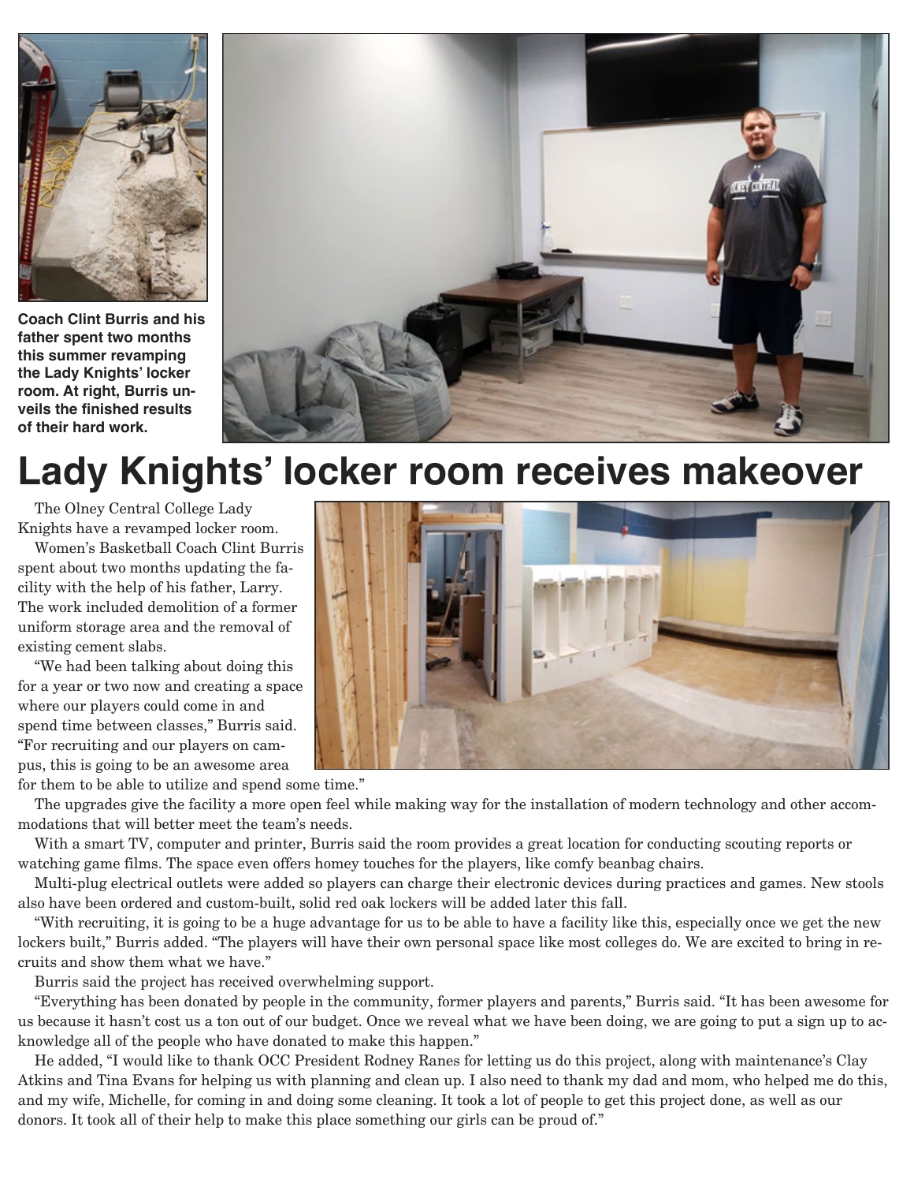Coach Clint Burris and his father spent two months this summer revamping the Lady Knights' locker room. At right, Burris unveils the finished results of their hard work.

# Lady Knights' locker room receives makeover

The Olney Central College Lady Knights have a revamped locker room.

Women's Basketball Coach Clint Burris spent about two months updating the facility with the help of his father, Larry. The work included demolition of a former uniform storage area and the removal of existing cement slabs.

"We had been talking about doing this for a year or two now and creating a space where our players could come in and spend time between classes," Burris said. "For recruiting and our players on campus, this is going to be an awesome area for them to be able to utilize and spend some time."

The upgrades give the facility a more open feel while making way for the installation of modern technology and other accommodations that will better meet the team's needs.

With a smart TV, computer and printer, Burris said the room provides a great location for conducting scouting reports or watching game films. The space even offers homey touches for the players, like comfy beanbag chairs.

Multi-plug electrical outlets were added so players can charge their electronic devices during practices and games. New stools also have been ordered and custom-built, solid red oak lockers will be added later this fall.

"With recruiting, it is going to be a huge advantage for us to be able to have a facility like this, especially once we get the new lockers built," Burris added. "The players will have their own personal space like most colleges do. We are excited to bring in recruits and show them what we have."

Burris said the project has received overwhelming support.

"Everything has been donated by people in the community, former players and parents," Burris said. "It has been awesome for us because it hasn't cost us a ton out of our budget. Once we reveal what we have been doing, we are going to put a sign up to acknowledge all of the people who have donated to make this happen."

He added, "I would like to thank OCC President Rodney Ranes for letting us do this project, along with maintenance's Clay Atkins and Tina Evans for helping us with planning and clean up. I also need to thank my dad and mom, who helped me do this, and my wife, Michelle, for coming in and doing some cleaning. It took a lot of people to get this project done, as well as our donors. It took all of their help to make this place something our girls can be proud of."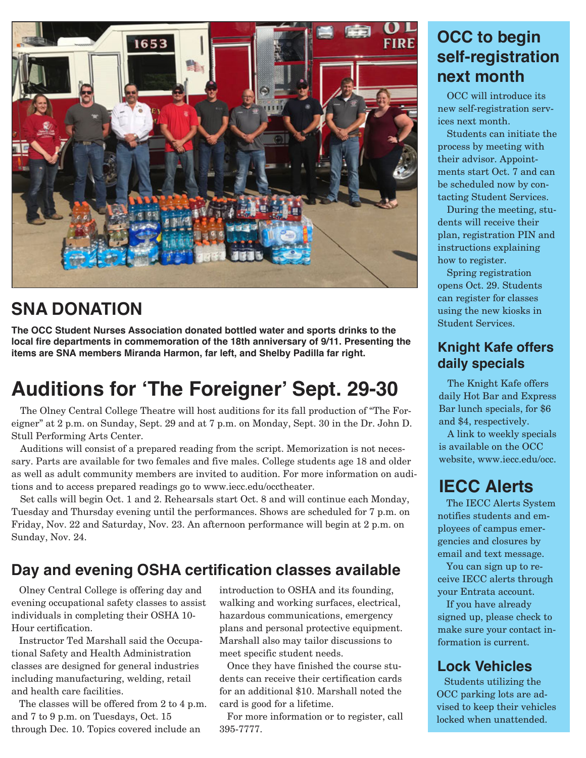## SNA DONATION

**The OCC Student Nurses Association donated bottled water and sports drinks to the local fire departments in commemoration of the 18th anniversary of 9/11. Presenting the items are SNA members Miranda Harmon, far left, and Shelby Padilla far right.**

# Auditions for 'The Foreigner' Sept. 29-30

The Olney Central College Theatre will host auditions for its fall production of "The Foreigner" at 2 p.m. on Sunday, Sept. 29 and at 7 p.m. on Monday, Sept. 30 in the Dr. John D. Stull Performing Arts Center.

Auditions will consist of a prepared reading from the script. Memorization is not necessary. Parts are available for two females and five males. College students age 18 and older as well as adult community members are invited to audition. For more information on auditions and to access prepared readings go to www.iecc.edu/occtheater.

Set calls will begin Oct. 1 and 2. Rehearsals start Oct. 8 and will continue each Monday, Tuesday and Thursday evening until the performances. Shows are scheduled for 7 p.m. on Friday, Nov. 22 and Saturday, Nov. 23. An afternoon performance will begin at 2 p.m. on Sunday, Nov. 24.

## Day and evening OSHA certification classes available

Olney Central College is offering day and evening occupational safety classes to assist individuals in completing their OSHA 10-Hour certification.

Instructor Ted Marshall said the Occupational Safety and Health Administration classes are designed for general industries including manufacturing, welding, retail and health care facilities.

The classes will be offered from 2 to 4 p.m. and 7 to 9 p.m. on Tuesdays, Oct. 15 through Dec. 10. Topics covered include an introduction to OSHA and its founding, walking and working surfaces, electrical, hazardous communications, emergency plans and personal protective equipment. Marshall also may tailor discussions to meet specific student needs.

Once they have finished the course students can receive their certification cards for an additional $10. Marshall noted the card is good for a lifetime.

For more information or to register, call 395-7777.

## OCC to begin self-registration next month

OCC will introduce its new self-registration services next month.

Students can initiate the process by meeting with their advisor. Appointments start Oct. 7 and can be scheduled now by contacting Student Services.

During the meeting, students will receive their plan, registration PIN and instructions explaining how to register.

Spring registration opens Oct. 29. Students can register for classes using the new kiosks in Student Services.

### Knight Kafe offers daily specials

The Knight Kafe offers daily Hot Bar and Express Bar lunch specials, for $6 and $4, respectively.

A link to weekly specials is available on the OCC website, www.iecc.edu/occ.

## IECC Alerts

The IECC Alerts System notifies students and employees of campus emergencies and closures by email and text message.

You can sign up to receive IECC alerts through your Entrata account.

If you have already signed up, please check to make sure your contact information is current.

### Lock Vehicles

Students utilizing the OCC parking lots are advised to keep their vehicles locked when unattended.